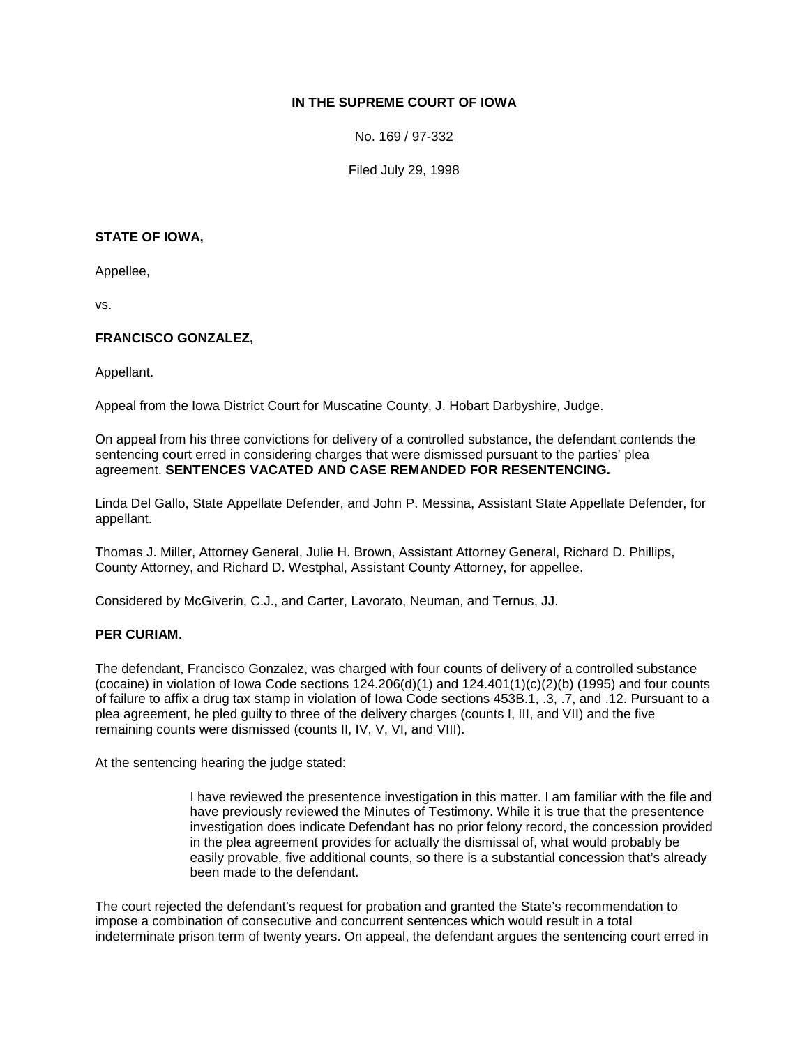**IN THE SUPREME COURT OF IOWA**

No. 169 / 97-332

Filed July 29, 1998

**STATE OF IOWA,**

Appellee,

vs.

**FRANCISCO GONZALEZ,**

Appellant.

Appeal from the Iowa District Court for Muscatine County, J. Hobart Darbyshire, Judge.

On appeal from his three convictions for delivery of a controlled substance, the defendant contends the sentencing court erred in considering charges that were dismissed pursuant to the parties' plea agreement. **SENTENCES VACATED AND CASE REMANDED FOR RESENTENCING.**

Linda Del Gallo, State Appellate Defender, and John P. Messina, Assistant State Appellate Defender, for appellant.

Thomas J. Miller, Attorney General, Julie H. Brown, Assistant Attorney General, Richard D. Phillips, County Attorney, and Richard D. Westphal, Assistant County Attorney, for appellee.

Considered by McGiverin, C.J., and Carter, Lavorato, Neuman, and Ternus, JJ.

**PER CURIAM.**

The defendant, Francisco Gonzalez, was charged with four counts of delivery of a controlled substance (cocaine) in violation of Iowa Code sections 124.206(d)(1) and 124.401(1)(c)(2)(b) (1995) and four counts of failure to affix a drug tax stamp in violation of Iowa Code sections 453B.1, .3, .7, and .12. Pursuant to a plea agreement, he pled guilty to three of the delivery charges (counts I, III, and VII) and the five remaining counts were dismissed (counts II, IV, V, VI, and VIII).

At the sentencing hearing the judge stated:

> I have reviewed the presentence investigation in this matter. I am familiar with the file and have previously reviewed the Minutes of Testimony. While it is true that the presentence investigation does indicate Defendant has no prior felony record, the concession provided in the plea agreement provides for actually the dismissal of, what would probably be easily provable, five additional counts, so there is a substantial concession that's already been made to the defendant.

The court rejected the defendant's request for probation and granted the State's recommendation to impose a combination of consecutive and concurrent sentences which would result in a total indeterminate prison term of twenty years. On appeal, the defendant argues the sentencing court erred in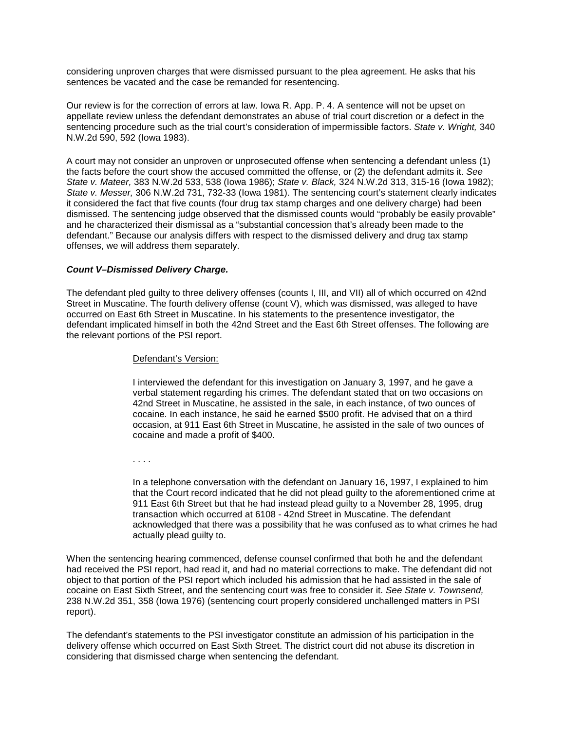considering unproven charges that were dismissed pursuant to the plea agreement. He asks that his sentences be vacated and the case be remanded for resentencing.

Our review is for the correction of errors at law. Iowa R. App. P. 4. A sentence will not be upset on appellate review unless the defendant demonstrates an abuse of trial court discretion or a defect in the sentencing procedure such as the trial court's consideration of impermissible factors. *State v. Wright,* 340 N.W.2d 590, 592 (Iowa 1983).

A court may not consider an unproven or unprosecuted offense when sentencing a defendant unless (1) the facts before the court show the accused committed the offense, or (2) the defendant admits it. *See State v. Mateer,* 383 N.W.2d 533, 538 (Iowa 1986); *State v. Black,* 324 N.W.2d 313, 315-16 (Iowa 1982); *State v. Messer,* 306 N.W.2d 731, 732-33 (Iowa 1981). The sentencing court's statement clearly indicates it considered the fact that five counts (four drug tax stamp charges and one delivery charge) had been dismissed. The sentencing judge observed that the dismissed counts would "probably be easily provable" and he characterized their dismissal as a "substantial concession that's already been made to the defendant." Because our analysis differs with respect to the dismissed delivery and drug tax stamp offenses, we will address them separately.

***Count V–Dismissed Delivery Charge.***

The defendant pled guilty to three delivery offenses (counts I, III, and VII) all of which occurred on 42nd Street in Muscatine. The fourth delivery offense (count V), which was dismissed, was alleged to have occurred on East 6th Street in Muscatine. In his statements to the presentence investigator, the defendant implicated himself in both the 42nd Street and the East 6th Street offenses. The following are the relevant portions of the PSI report.

> Defendant's Version:
>
> I interviewed the defendant for this investigation on January 3, 1997, and he gave a verbal statement regarding his crimes. The defendant stated that on two occasions on 42nd Street in Muscatine, he assisted in the sale, in each instance, of two ounces of cocaine. In each instance, he said he earned $500 profit. He advised that on a third occasion, at 911 East 6th Street in Muscatine, he assisted in the sale of two ounces of cocaine and made a profit of $400.
>
> . . . .
>
> In a telephone conversation with the defendant on January 16, 1997, I explained to him that the Court record indicated that he did not plead guilty to the aforementioned crime at 911 East 6th Street but that he had instead plead guilty to a November 28, 1995, drug transaction which occurred at 6108 - 42nd Street in Muscatine. The defendant acknowledged that there was a possibility that he was confused as to what crimes he had actually plead guilty to.

When the sentencing hearing commenced, defense counsel confirmed that both he and the defendant had received the PSI report, had read it, and had no material corrections to make. The defendant did not object to that portion of the PSI report which included his admission that he had assisted in the sale of cocaine on East Sixth Street, and the sentencing court was free to consider it. *See State v. Townsend,* 238 N.W.2d 351, 358 (Iowa 1976) (sentencing court properly considered unchallenged matters in PSI report).

The defendant's statements to the PSI investigator constitute an admission of his participation in the delivery offense which occurred on East Sixth Street. The district court did not abuse its discretion in considering that dismissed charge when sentencing the defendant.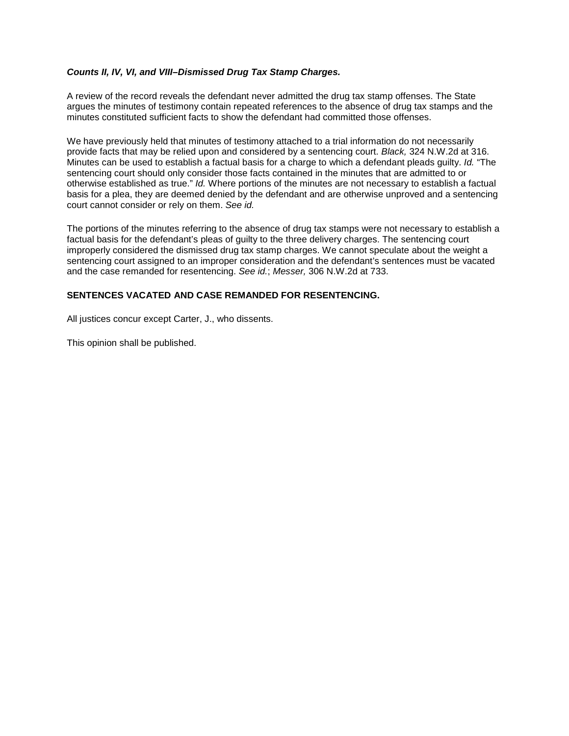***Counts II, IV, VI, and VIII–Dismissed Drug Tax Stamp Charges.***

A review of the record reveals the defendant never admitted the drug tax stamp offenses. The State argues the minutes of testimony contain repeated references to the absence of drug tax stamps and the minutes constituted sufficient facts to show the defendant had committed those offenses.

We have previously held that minutes of testimony attached to a trial information do not necessarily provide facts that may be relied upon and considered by a sentencing court. *Black,* 324 N.W.2d at 316. Minutes can be used to establish a factual basis for a charge to which a defendant pleads guilty. *Id.* "The sentencing court should only consider those facts contained in the minutes that are admitted to or otherwise established as true." *Id.* Where portions of the minutes are not necessary to establish a factual basis for a plea, they are deemed denied by the defendant and are otherwise unproved and a sentencing court cannot consider or rely on them. *See id.*

The portions of the minutes referring to the absence of drug tax stamps were not necessary to establish a factual basis for the defendant's pleas of guilty to the three delivery charges. The sentencing court improperly considered the dismissed drug tax stamp charges. We cannot speculate about the weight a sentencing court assigned to an improper consideration and the defendant's sentences must be vacated and the case remanded for resentencing. *See id.*; *Messer,* 306 N.W.2d at 733.

**SENTENCES VACATED AND CASE REMANDED FOR RESENTENCING.**

All justices concur except Carter, J., who dissents.

This opinion shall be published.